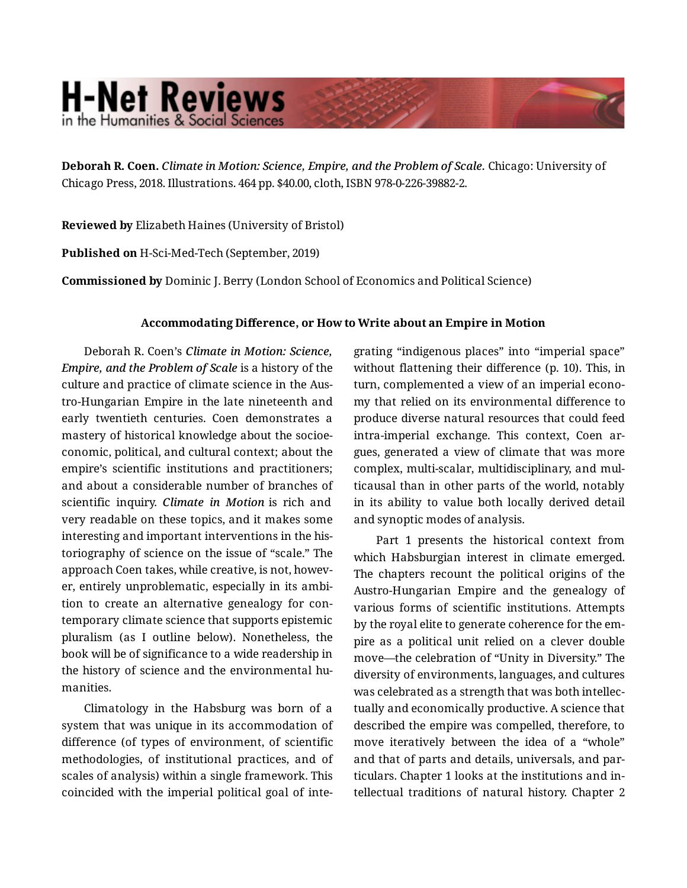# H-Net Reviews
in the Humanities & Social Sciences

**Deborah R. Coen.** *Climate in Motion: Science, Empire, and the Problem of Scale.* Chicago: University of Chicago Press, 2018. Illustrations. 464 pp. $40.00, cloth, ISBN 978-0-226-39882-2.

**Reviewed by** Elizabeth Haines (University of Bristol)

**Published on** H-Sci-Med-Tech (September, 2019)

**Commissioned by** Dominic J. Berry (London School of Economics and Political Science)

### Accommodating Difference, or How to Write about an Empire in Motion

Deborah R. Coen's *Climate in Motion: Science, Empire, and the Problem of Scale* is a history of the culture and practice of climate science in the Austro-Hungarian Empire in the late nineteenth and early twentieth centuries. Coen demonstrates a mastery of historical knowledge about the socioeconomic, political, and cultural context; about the empire's scientific institutions and practitioners; and about a considerable number of branches of scientific inquiry. *Climate in Motion* is rich and very readable on these topics, and it makes some interesting and important interventions in the historiography of science on the issue of "scale." The approach Coen takes, while creative, is not, however, entirely unproblematic, especially in its ambition to create an alternative genealogy for contemporary climate science that supports epistemic pluralism (as I outline below). Nonetheless, the book will be of significance to a wide readership in the history of science and the environmental humanities.

Climatology in the Habsburg was born of a system that was unique in its accommodation of difference (of types of environment, of scientific methodologies, of institutional practices, and of scales of analysis) within a single framework. This coincided with the imperial political goal of integrating "indigenous places" into "imperial space" without flattening their difference (p. 10). This, in turn, complemented a view of an imperial economy that relied on its environmental difference to produce diverse natural resources that could feed intra-imperial exchange. This context, Coen argues, generated a view of climate that was more complex, multi-scalar, multidisciplinary, and multicausal than in other parts of the world, notably in its ability to value both locally derived detail and synoptic modes of analysis.

Part 1 presents the historical context from which Habsburgian interest in climate emerged. The chapters recount the political origins of the Austro-Hungarian Empire and the genealogy of various forms of scientific institutions. Attempts by the royal elite to generate coherence for the empire as a political unit relied on a clever double move—the celebration of "Unity in Diversity." The diversity of environments, languages, and cultures was celebrated as a strength that was both intellectually and economically productive. A science that described the empire was compelled, therefore, to move iteratively between the idea of a "whole" and that of parts and details, universals, and particulars. Chapter 1 looks at the institutions and intellectual traditions of natural history. Chapter 2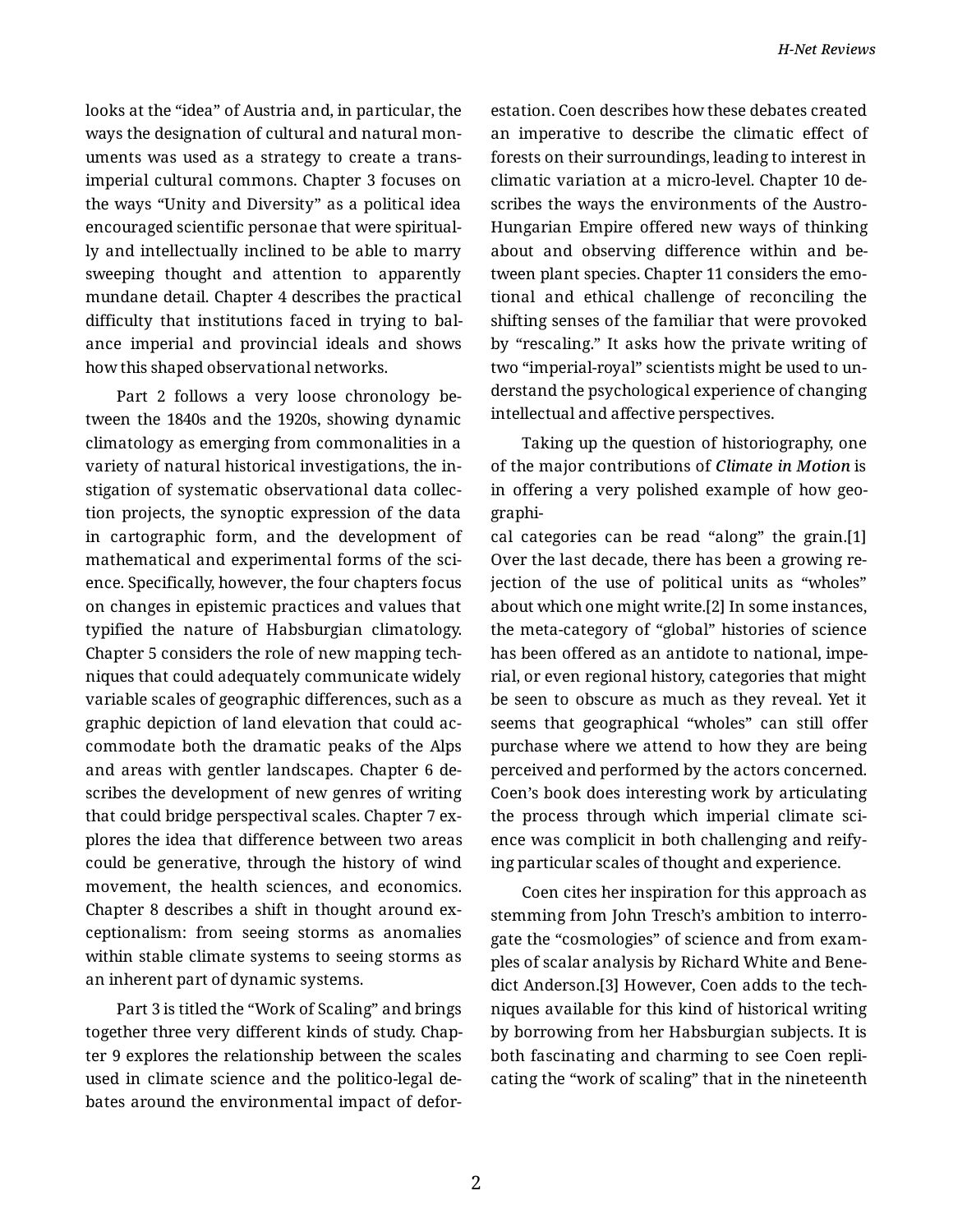looks at the "idea" of Austria and, in particular, the ways the designation of cultural and natural monuments was used as a strategy to create a trans-imperial cultural commons. Chapter 3 focuses on the ways "Unity and Diversity" as a political idea encouraged scientific personae that were spiritually and intellectually inclined to be able to marry sweeping thought and attention to apparently mundane detail. Chapter 4 describes the practical difficulty that institutions faced in trying to balance imperial and provincial ideals and shows how this shaped observational networks.

Part 2 follows a very loose chronology between the 1840s and the 1920s, showing dynamic climatology as emerging from commonalities in a variety of natural historical investigations, the instigation of systematic observational data collection projects, the synoptic expression of the data in cartographic form, and the development of mathematical and experimental forms of the science. Specifically, however, the four chapters focus on changes in epistemic practices and values that typified the nature of Habsburgian climatology. Chapter 5 considers the role of new mapping techniques that could adequately communicate widely variable scales of geographic differences, such as a graphic depiction of land elevation that could accommodate both the dramatic peaks of the Alps and areas with gentler landscapes. Chapter 6 describes the development of new genres of writing that could bridge perspectival scales. Chapter 7 explores the idea that difference between two areas could be generative, through the history of wind movement, the health sciences, and economics. Chapter 8 describes a shift in thought around exceptionalism: from seeing storms as anomalies within stable climate systems to seeing storms as an inherent part of dynamic systems.

Part 3 is titled the "Work of Scaling" and brings together three very different kinds of study. Chapter 9 explores the relationship between the scales used in climate science and the politico-legal debates around the environmental impact of deforestation. Coen describes how these debates created an imperative to describe the climatic effect of forests on their surroundings, leading to interest in climatic variation at a micro-level. Chapter 10 describes the ways the environments of the Austro-Hungarian Empire offered new ways of thinking about and observing difference within and between plant species. Chapter 11 considers the emotional and ethical challenge of reconciling the shifting senses of the familiar that were provoked by "rescaling." It asks how the private writing of two "imperial-royal" scientists might be used to understand the psychological experience of changing intellectual and affective perspectives.

Taking up the question of historiography, one of the major contributions of ***Climate in Motion*** is in offering a very polished example of how geographical categories can be read "along" the grain.[1] Over the last decade, there has been a growing rejection of the use of political units as "wholes" about which one might write.[2] In some instances, the meta-category of "global" histories of science has been offered as an antidote to national, imperial, or even regional history, categories that might be seen to obscure as much as they reveal. Yet it seems that geographical "wholes" can still offer purchase where we attend to how they are being perceived and performed by the actors concerned. Coen's book does interesting work by articulating the process through which imperial climate science was complicit in both challenging and reifying particular scales of thought and experience.

Coen cites her inspiration for this approach as stemming from John Tresch's ambition to interrogate the "cosmologies" of science and from examples of scalar analysis by Richard White and Benedict Anderson.[3] However, Coen adds to the techniques available for this kind of historical writing by borrowing from her Habsburgian subjects. It is both fascinating and charming to see Coen replicating the "work of scaling" that in the nineteenth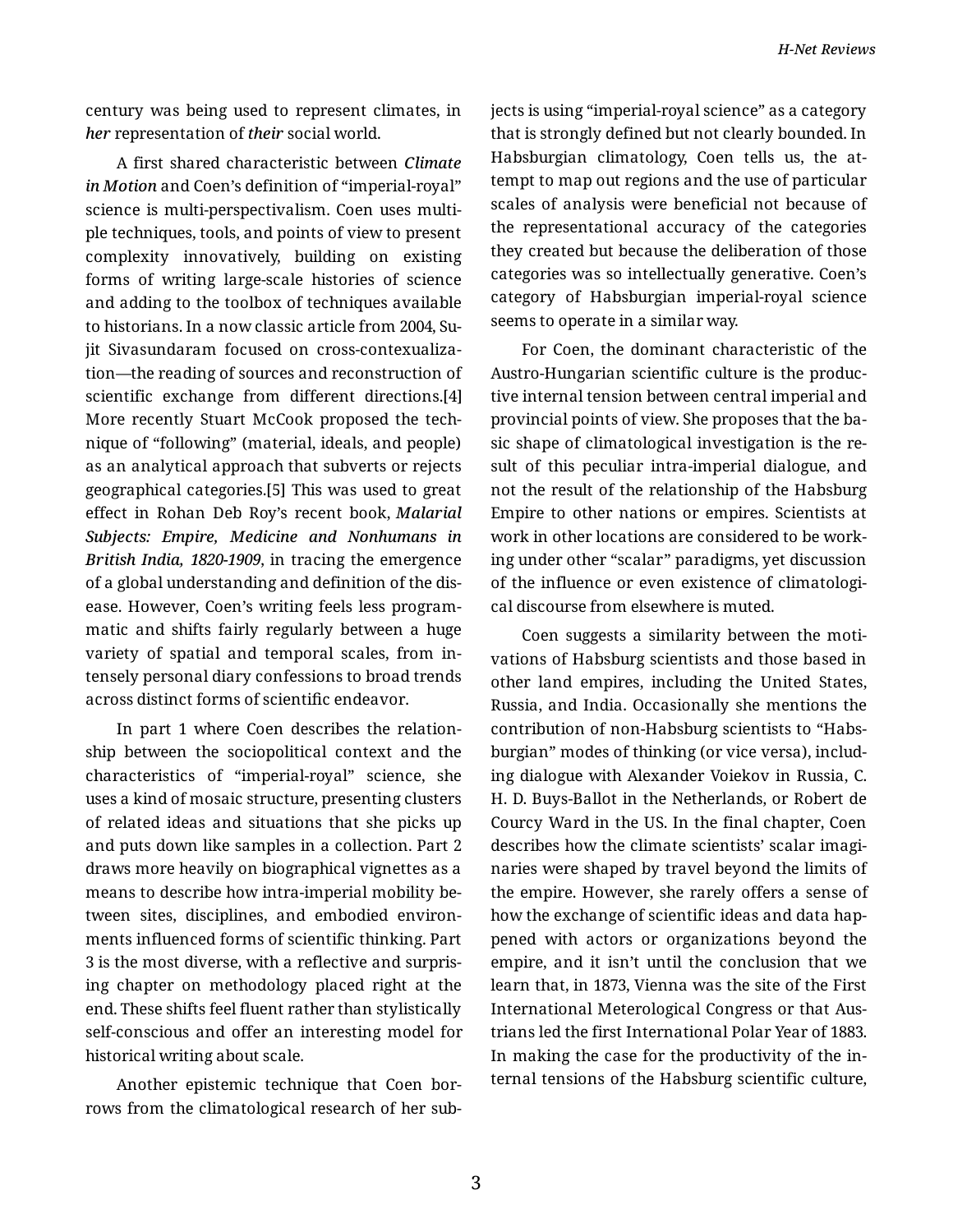century was being used to represent climates, in *her* representation of *their* social world.

A first shared characteristic between *Climate in Motion* and Coen's definition of "imperial-royal" science is multi-perspectivalism. Coen uses multiple techniques, tools, and points of view to present complexity innovatively, building on existing forms of writing large-scale histories of science and adding to the toolbox of techniques available to historians. In a now classic article from 2004, Sujit Sivasundaram focused on cross-contexualization—the reading of sources and reconstruction of scientific exchange from different directions.[4] More recently Stuart McCook proposed the technique of "following" (material, ideals, and people) as an analytical approach that subverts or rejects geographical categories.[5] This was used to great effect in Rohan Deb Roy's recent book, ***Malarial Subjects: Empire, Medicine and Nonhumans in British India, 1820-1909***, in tracing the emergence of a global understanding and definition of the disease. However, Coen's writing feels less programmatic and shifts fairly regularly between a huge variety of spatial and temporal scales, from intensely personal diary confessions to broad trends across distinct forms of scientific endeavor.

In part 1 where Coen describes the relationship between the sociopolitical context and the characteristics of "imperial-royal" science, she uses a kind of mosaic structure, presenting clusters of related ideas and situations that she picks up and puts down like samples in a collection. Part 2 draws more heavily on biographical vignettes as a means to describe how intra-imperial mobility between sites, disciplines, and embodied environments influenced forms of scientific thinking. Part 3 is the most diverse, with a reflective and surprising chapter on methodology placed right at the end. These shifts feel fluent rather than stylistically self-conscious and offer an interesting model for historical writing about scale.

Another epistemic technique that Coen borrows from the climatological research of her subjects is using "imperial-royal science" as a category that is strongly defined but not clearly bounded. In Habsburgian climatology, Coen tells us, the attempt to map out regions and the use of particular scales of analysis were beneficial not because of the representational accuracy of the categories they created but because the deliberation of those categories was so intellectually generative. Coen's category of Habsburgian imperial-royal science seems to operate in a similar way.

For Coen, the dominant characteristic of the Austro-Hungarian scientific culture is the productive internal tension between central imperial and provincial points of view. She proposes that the basic shape of climatological investigation is the result of this peculiar intra-imperial dialogue, and not the result of the relationship of the Habsburg Empire to other nations or empires. Scientists at work in other locations are considered to be working under other "scalar" paradigms, yet discussion of the influence or even existence of climatological discourse from elsewhere is muted.

Coen suggests a similarity between the motivations of Habsburg scientists and those based in other land empires, including the United States, Russia, and India. Occasionally she mentions the contribution of non-Habsburg scientists to "Habsburgian" modes of thinking (or vice versa), including dialogue with Alexander Voiekov in Russia, C. H. D. Buys-Ballot in the Netherlands, or Robert de Courcy Ward in the US. In the final chapter, Coen describes how the climate scientists' scalar imaginaries were shaped by travel beyond the limits of the empire. However, she rarely offers a sense of how the exchange of scientific ideas and data happened with actors or organizations beyond the empire, and it isn't until the conclusion that we learn that, in 1873, Vienna was the site of the First International Meterological Congress or that Austrians led the first International Polar Year of 1883. In making the case for the productivity of the internal tensions of the Habsburg scientific culture,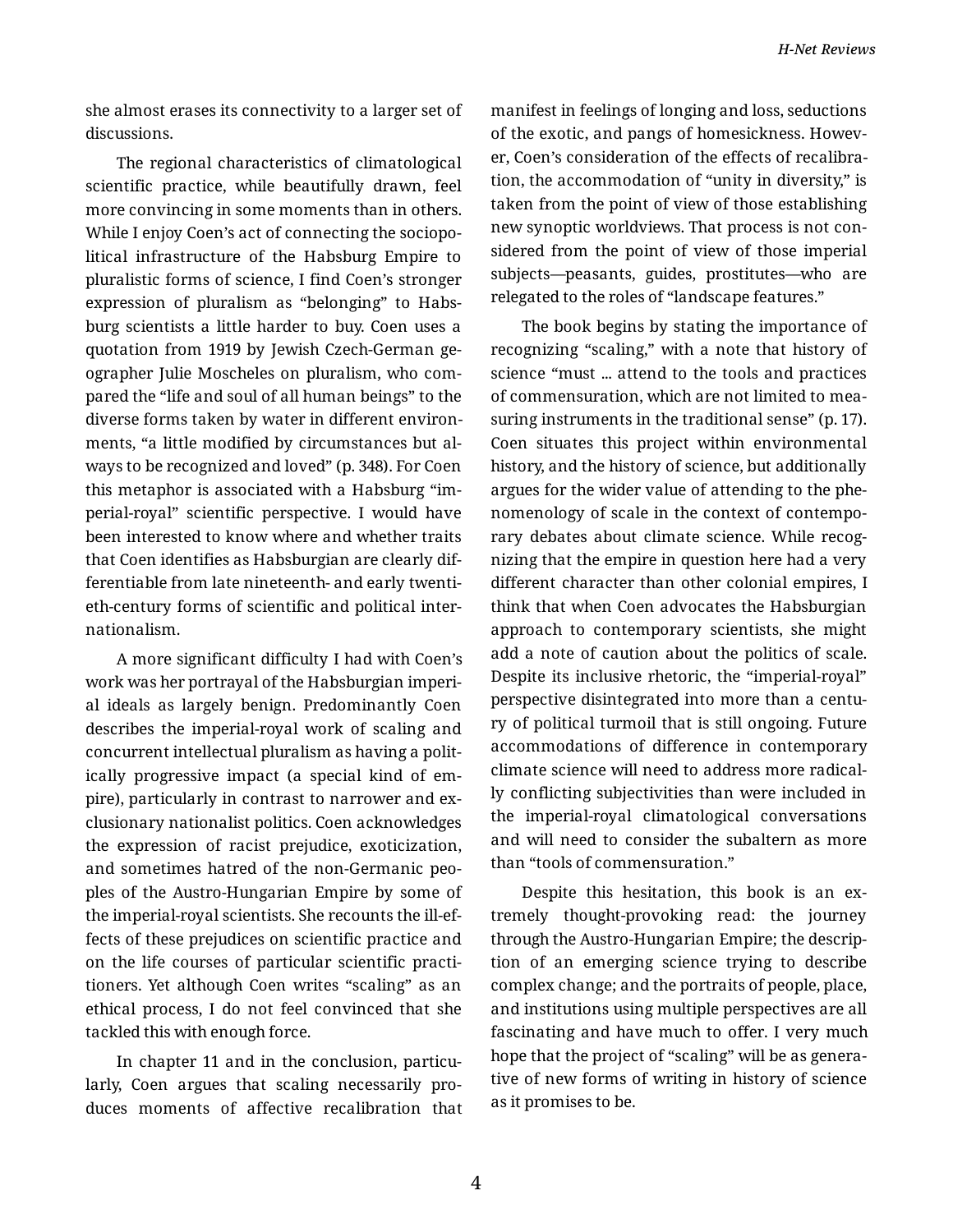she almost erases its connectivity to a larger set of discussions.

The regional characteristics of climatological scientific practice, while beautifully drawn, feel more convincing in some moments than in others. While I enjoy Coen's act of connecting the sociopolitical infrastructure of the Habsburg Empire to pluralistic forms of science, I find Coen's stronger expression of pluralism as "belonging" to Habsburg scientists a little harder to buy. Coen uses a quotation from 1919 by Jewish Czech-German geographer Julie Moscheles on pluralism, who compared the "life and soul of all human beings" to the diverse forms taken by water in different environments, "a little modified by circumstances but always to be recognized and loved" (p. 348). For Coen this metaphor is associated with a Habsburg "imperial-royal" scientific perspective. I would have been interested to know where and whether traits that Coen identifies as Habsburgian are clearly differentiable from late nineteenth- and early twentieth-century forms of scientific and political internationalism.

A more significant difficulty I had with Coen's work was her portrayal of the Habsburgian imperial ideals as largely benign. Predominantly Coen describes the imperial-royal work of scaling and concurrent intellectual pluralism as having a politically progressive impact (a special kind of empire), particularly in contrast to narrower and exclusionary nationalist politics. Coen acknowledges the expression of racist prejudice, exoticization, and sometimes hatred of the non-Germanic peoples of the Austro-Hungarian Empire by some of the imperial-royal scientists. She recounts the ill-effects of these prejudices on scientific practice and on the life courses of particular scientific practitioners. Yet although Coen writes "scaling" as an ethical process, I do not feel convinced that she tackled this with enough force.

In chapter 11 and in the conclusion, particularly, Coen argues that scaling necessarily produces moments of affective recalibration that manifest in feelings of longing and loss, seductions of the exotic, and pangs of homesickness. However, Coen's consideration of the effects of recalibration, the accommodation of "unity in diversity," is taken from the point of view of those establishing new synoptic worldviews. That process is not considered from the point of view of those imperial subjects—peasants, guides, prostitutes—who are relegated to the roles of "landscape features."

The book begins by stating the importance of recognizing "scaling," with a note that history of science "must ... attend to the tools and practices of commensuration, which are not limited to measuring instruments in the traditional sense" (p. 17). Coen situates this project within environmental history, and the history of science, but additionally argues for the wider value of attending to the phenomenology of scale in the context of contemporary debates about climate science. While recognizing that the empire in question here had a very different character than other colonial empires, I think that when Coen advocates the Habsburgian approach to contemporary scientists, she might add a note of caution about the politics of scale. Despite its inclusive rhetoric, the "imperial-royal" perspective disintegrated into more than a century of political turmoil that is still ongoing. Future accommodations of difference in contemporary climate science will need to address more radically conflicting subjectivities than were included in the imperial-royal climatological conversations and will need to consider the subaltern as more than "tools of commensuration."

Despite this hesitation, this book is an extremely thought-provoking read: the journey through the Austro-Hungarian Empire; the description of an emerging science trying to describe complex change; and the portraits of people, place, and institutions using multiple perspectives are all fascinating and have much to offer. I very much hope that the project of "scaling" will be as generative of new forms of writing in history of science as it promises to be.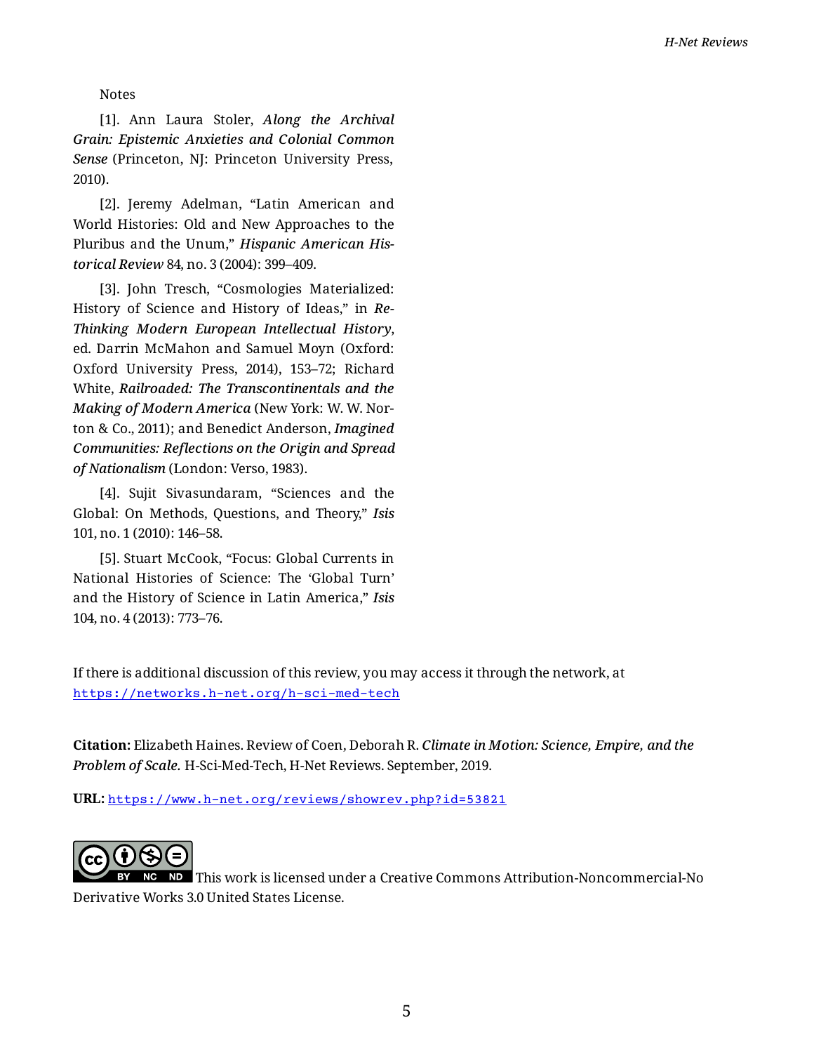Notes

[1]. Ann Laura Stoler, *Along the Archival Grain: Epistemic Anxieties and Colonial Common Sense* (Princeton, NJ: Princeton University Press, 2010).

[2]. Jeremy Adelman, "Latin American and World Histories: Old and New Approaches to the Pluribus and the Unum," *Hispanic American Historical Review* 84, no. 3 (2004): 399–409.

[3]. John Tresch, "Cosmologies Materialized: History of Science and History of Ideas," in *Re-Thinking Modern European Intellectual History*, ed. Darrin McMahon and Samuel Moyn (Oxford: Oxford University Press, 2014), 153–72; Richard White, *Railroaded: The Transcontinentals and the Making of Modern America* (New York: W. W. Norton & Co., 2011); and Benedict Anderson, *Imagined Communities: Reflections on the Origin and Spread of Nationalism* (London: Verso, 1983).

[4]. Sujit Sivasundaram, "Sciences and the Global: On Methods, Questions, and Theory," *Isis* 101, no. 1 (2010): 146–58.

[5]. Stuart McCook, "Focus: Global Currents in National Histories of Science: The 'Global Turn' and the History of Science in Latin America," *Isis* 104, no. 4 (2013): 773–76.

If there is additional discussion of this review, you may access it through the network, at https://networks.h-net.org/h-sci-med-tech

**Citation:** Elizabeth Haines. Review of Coen, Deborah R. *Climate in Motion: Science, Empire, and the Problem of Scale.* H-Sci-Med-Tech, H-Net Reviews. September, 2019.

**URL:** https://www.h-net.org/reviews/showrev.php?id=53821

This work is licensed under a Creative Commons Attribution-Noncommercial-No Derivative Works 3.0 United States License.